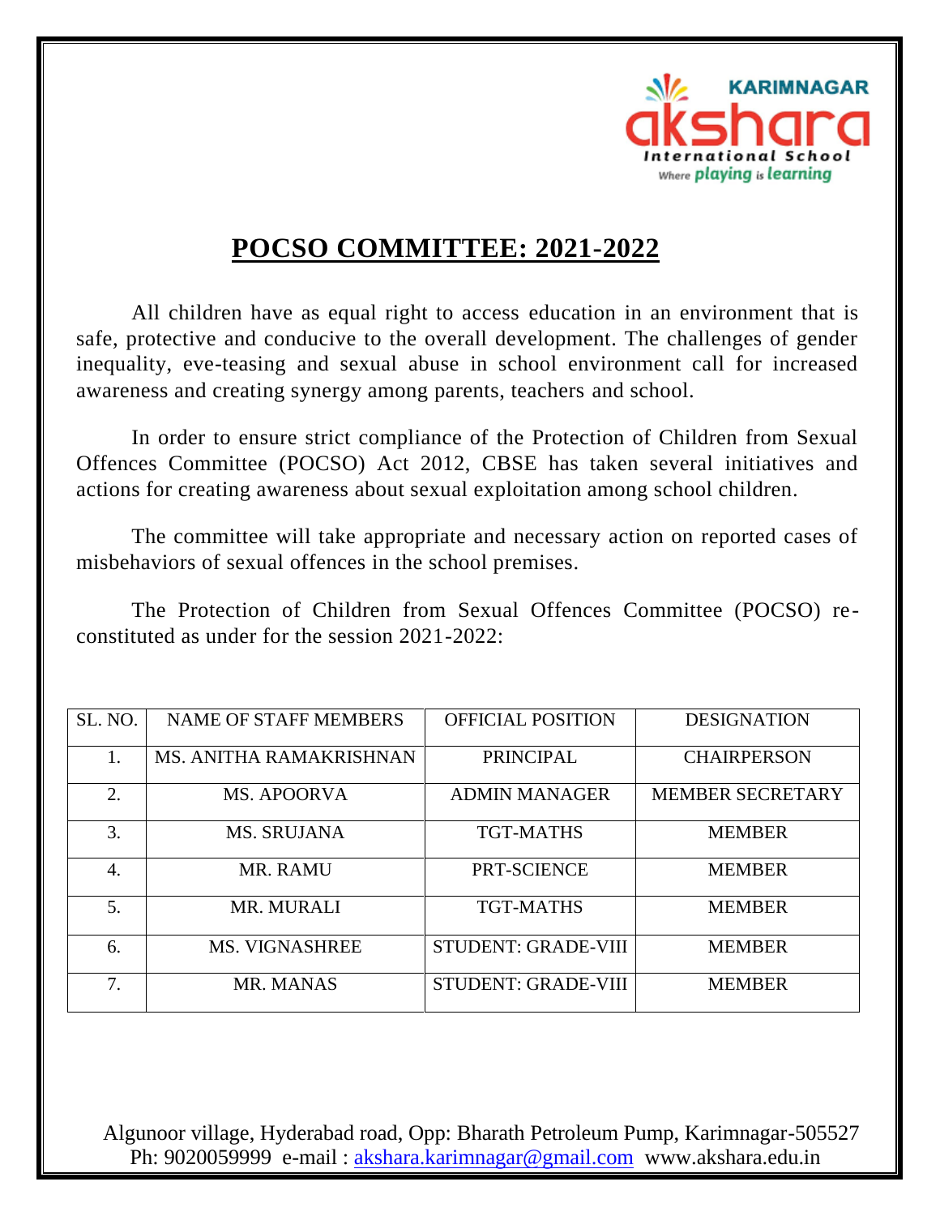KARIMNAGAR
akshara
International School
Where playing is learning

# POCSO COMMITTEE: 2021-2022

All children have as equal right to access education in an environment that is safe, protective and conducive to the overall development. The challenges of gender inequality, eve-teasing and sexual abuse in school environment call for increased awareness and creating synergy among parents, teachers and school.

In order to ensure strict compliance of the Protection of Children from Sexual Offences Committee (POCSO) Act 2012, CBSE has taken several initiatives and actions for creating awareness about sexual exploitation among school children.

The committee will take appropriate and necessary action on reported cases of misbehaviors of sexual offences in the school premises.

The Protection of Children from Sexual Offences Committee (POCSO) re-constituted as under for the session 2021-2022:

| SL. NO. | NAME OF STAFF MEMBERS | OFFICIAL POSITION | DESIGNATION |
|---|---|---|---|
| 1. | MS. ANITHA RAMAKRISHNAN | PRINCIPAL | CHAIRPERSON |
| 2. | MS. APOORVA | ADMIN MANAGER | MEMBER SECRETARY |
| 3. | MS. SRUJANA | TGT-MATHS | MEMBER |
| 4. | MR. RAMU | PRT-SCIENCE | MEMBER |
| 5. | MR. MURALI | TGT-MATHS | MEMBER |
| 6. | MS. VIGNASHREE | STUDENT: GRADE-VIII | MEMBER |
| 7. | MR. MANAS | STUDENT: GRADE-VIII | MEMBER |

Algunoor village, Hyderabad road, Opp: Bharath Petroleum Pump, Karimnagar-505527
Ph: 9020059999 e-mail : akshara.karimnagar@gmail.com www.akshara.edu.in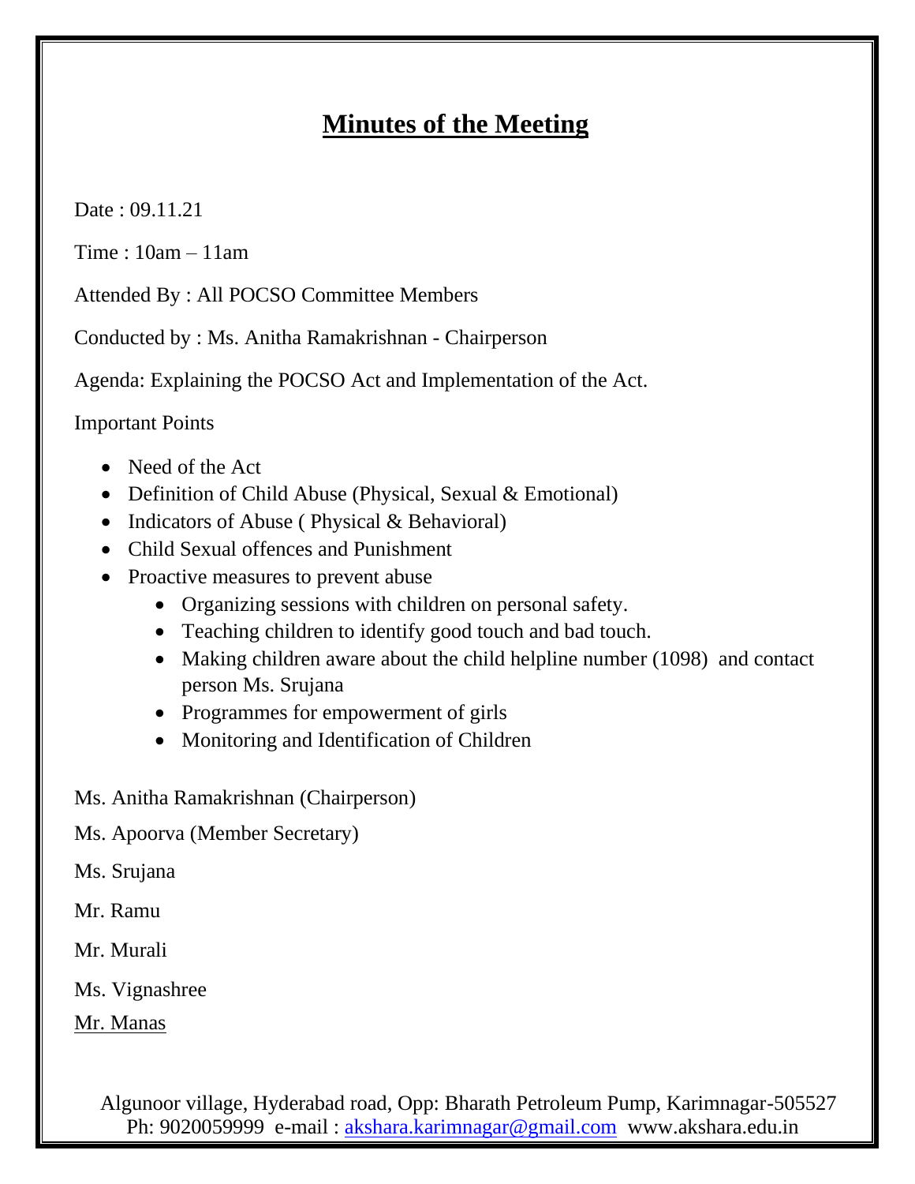# Minutes of the Meeting

Date : 09.11.21

Time : 10am – 11am

Attended By : All POCSO Committee Members

Conducted by : Ms. Anitha Ramakrishnan - Chairperson

Agenda: Explaining the POCSO Act and Implementation of the Act.

Important Points

- Need of the Act
- Definition of Child Abuse (Physical, Sexual & Emotional)
- Indicators of Abuse ( Physical & Behavioral)
- Child Sexual offences and Punishment
- Proactive measures to prevent abuse
  - Organizing sessions with children on personal safety.
  - Teaching children to identify good touch and bad touch.
  - Making children aware about the child helpline number (1098) and contact person Ms. Srujana
  - Programmes for empowerment of girls
  - Monitoring and Identification of Children

Ms. Anitha Ramakrishnan (Chairperson)

Ms. Apoorva (Member Secretary)

Ms. Srujana

Mr. Ramu

Mr. Murali

Ms. Vignashree

Mr. Manas

Algunoor village, Hyderabad road, Opp: Bharath Petroleum Pump, Karimnagar-505527
Ph: 9020059999 e-mail : akshara.karimnagar@gmail.com www.akshara.edu.in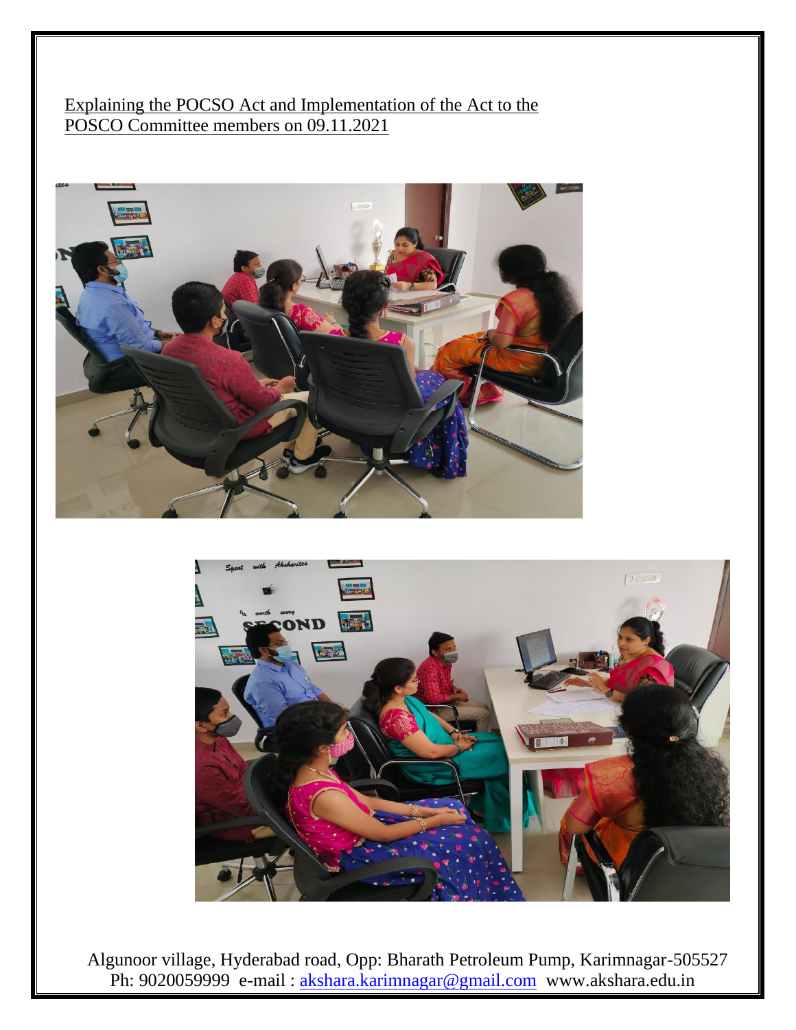Explaining the POCSO Act and Implementation of the Act to the POSCO Committee members on 09.11.2021

Algunoor village, Hyderabad road, Opp: Bharath Petroleum Pump, Karimnagar-505527
Ph: 9020059999 e-mail : akshara.karimnagar@gmail.com www.akshara.edu.in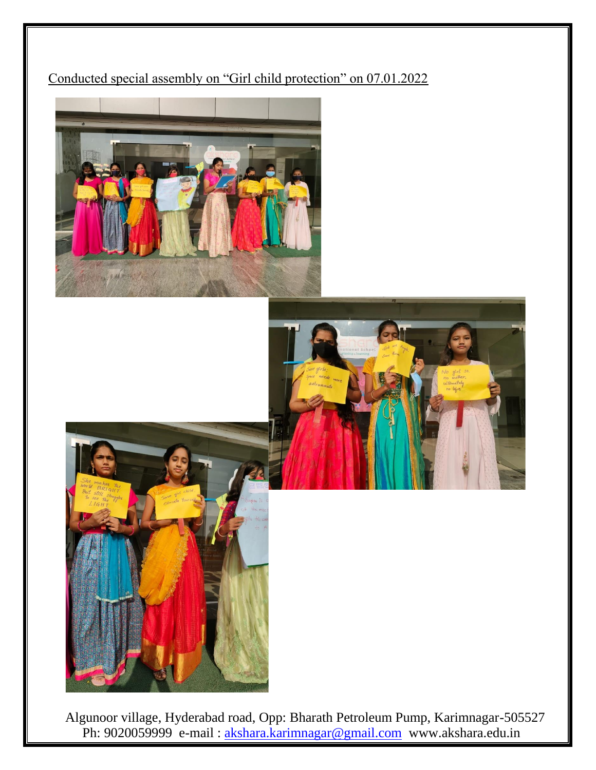Conducted special assembly on "Girl child protection" on 07.01.2022

Algunoor village, Hyderabad road, Opp: Bharath Petroleum Pump, Karimnagar-505527
Ph: 9020059999 e-mail : akshara.karimnagar@gmail.com www.akshara.edu.in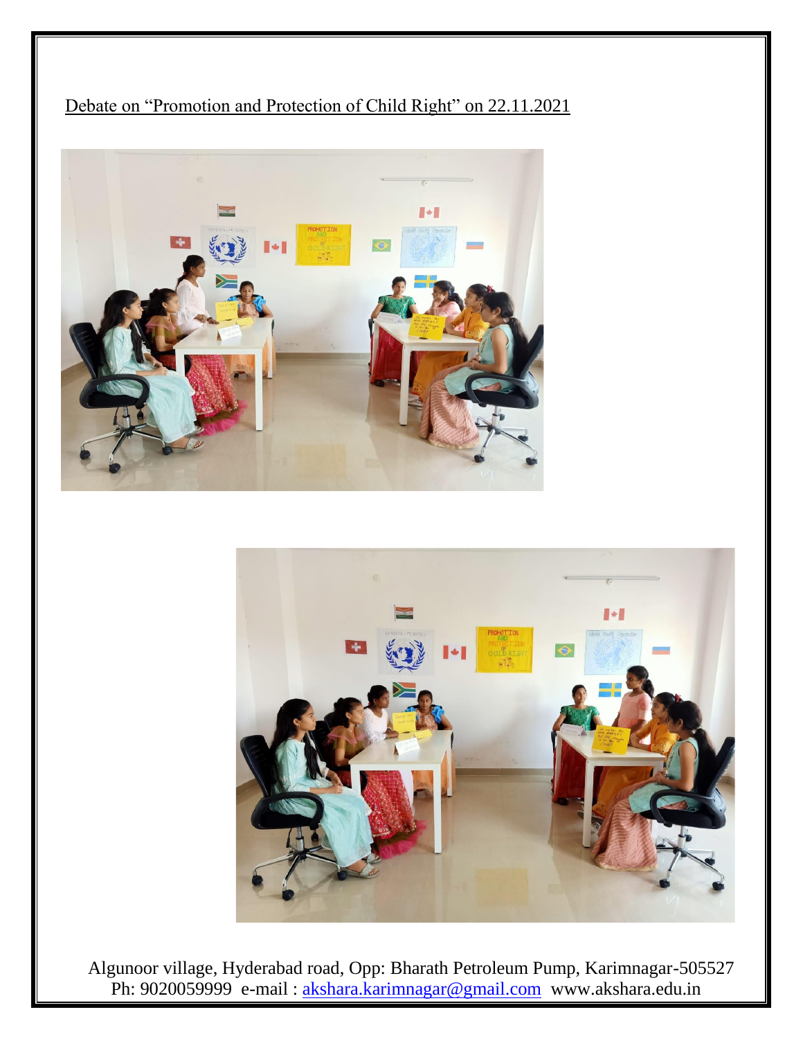Debate on "Promotion and Protection of Child Right" on 22.11.2021

Algunoor village, Hyderabad road, Opp: Bharath Petroleum Pump, Karimnagar-505527
Ph: 9020059999 e-mail : akshara.karimnagar@gmail.com www.akshara.edu.in